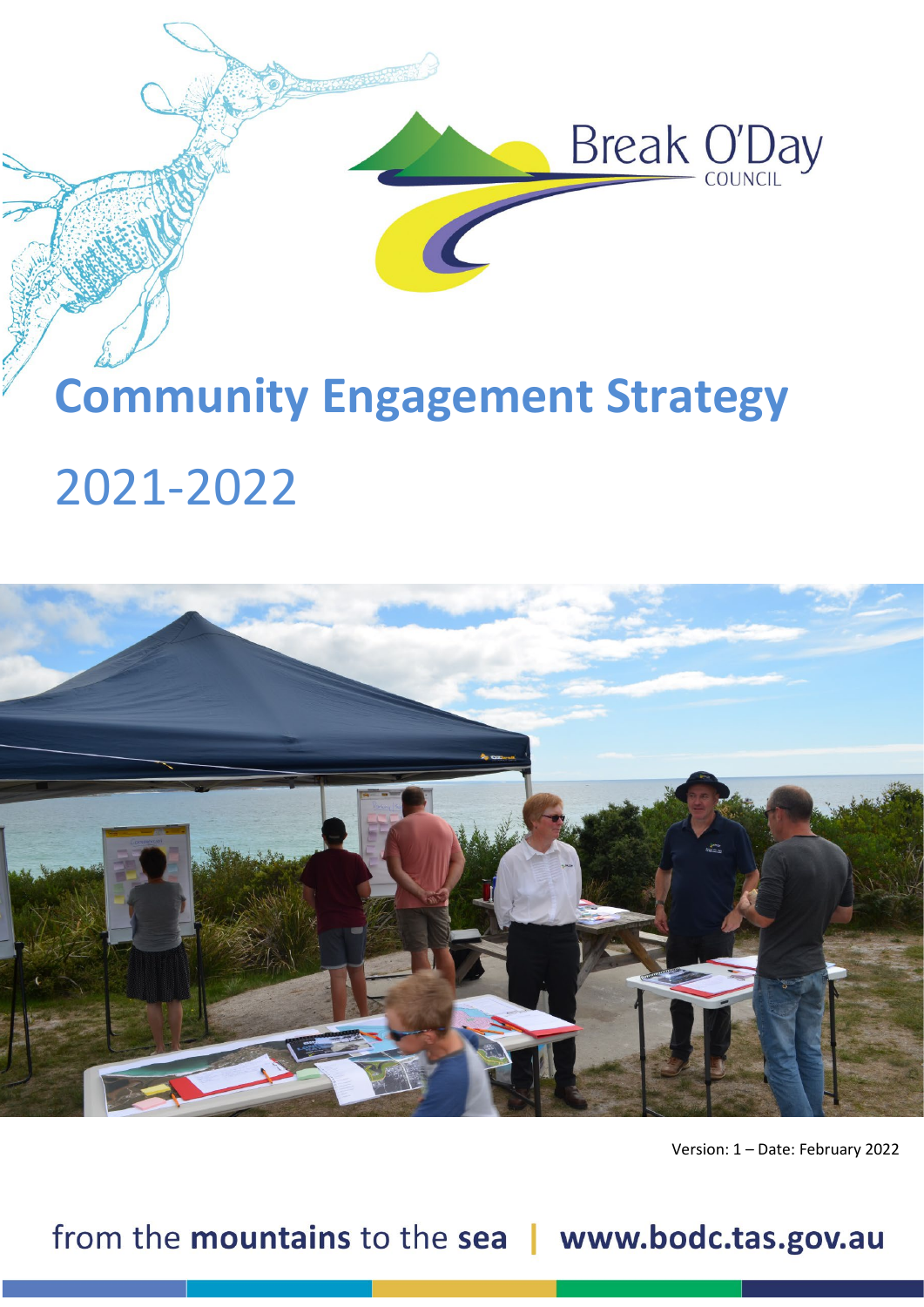Break O'Day COUNCIL

# Community Engagement Strategy

# 2021-2022

Version: 1 – Date: February 2022

from the **mountains** to the **sea** | **www.bodc.tas.gov.au**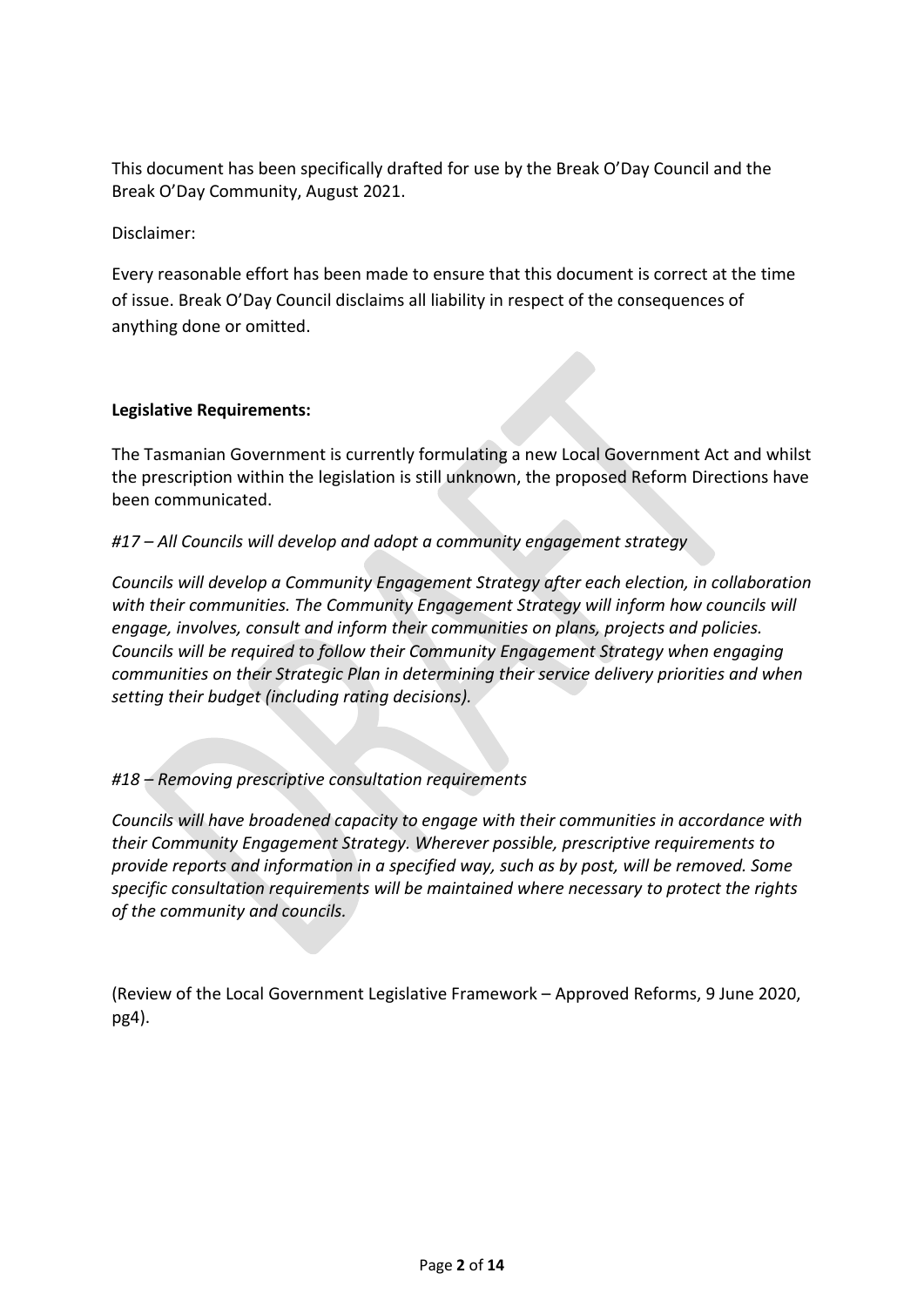This document has been specifically drafted for use by the Break O'Day Council and the Break O'Day Community, August 2021.

Disclaimer:

Every reasonable effort has been made to ensure that this document is correct at the time of issue. Break O'Day Council disclaims all liability in respect of the consequences of anything done or omitted.

**Legislative Requirements:**

The Tasmanian Government is currently formulating a new Local Government Act and whilst the prescription within the legislation is still unknown, the proposed Reform Directions have been communicated.

*#17 – All Councils will develop and adopt a community engagement strategy*

*Councils will develop a Community Engagement Strategy after each election, in collaboration with their communities. The Community Engagement Strategy will inform how councils will engage, involves, consult and inform their communities on plans, projects and policies. Councils will be required to follow their Community Engagement Strategy when engaging communities on their Strategic Plan in determining their service delivery priorities and when setting their budget (including rating decisions).*

*#18 – Removing prescriptive consultation requirements*

*Councils will have broadened capacity to engage with their communities in accordance with their Community Engagement Strategy. Wherever possible, prescriptive requirements to provide reports and information in a specified way, such as by post, will be removed. Some specific consultation requirements will be maintained where necessary to protect the rights of the community and councils.*

(Review of the Local Government Legislative Framework – Approved Reforms, 9 June 2020, pg4).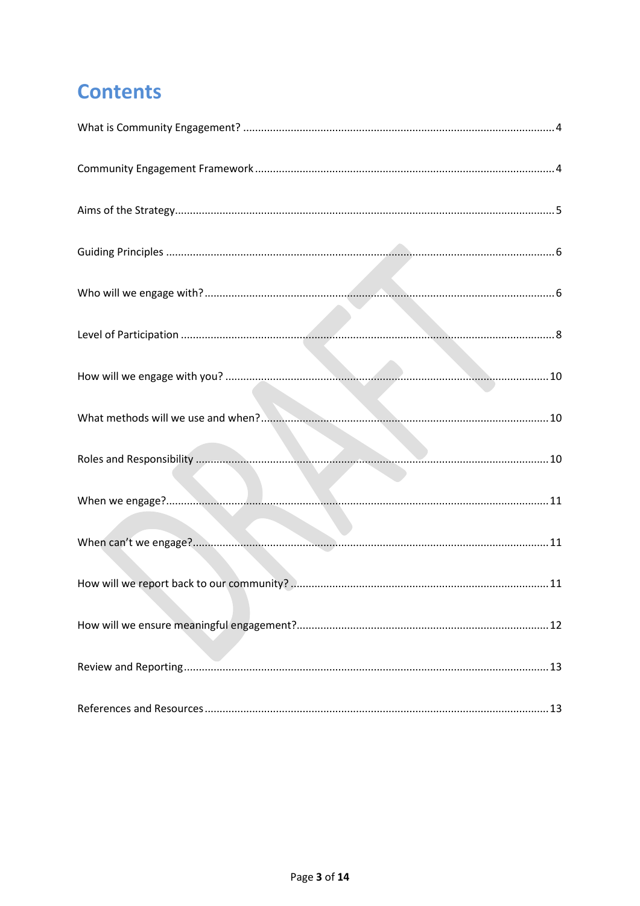# Contents

What is Community Engagement? ..... 4

Community Engagement Framework ..... 4

Aims of the Strategy ..... 5

Guiding Principles ..... 6

Who will we engage with? ..... 6

Level of Participation ..... 8

How will we engage with you? ..... 10

What methods will we use and when? ..... 10

Roles and Responsibility ..... 10

When we engage? ..... 11

When can't we engage? ..... 11

How will we report back to our community? ..... 11

How will we ensure meaningful engagement? ..... 12

Review and Reporting ..... 13

References and Resources ..... 13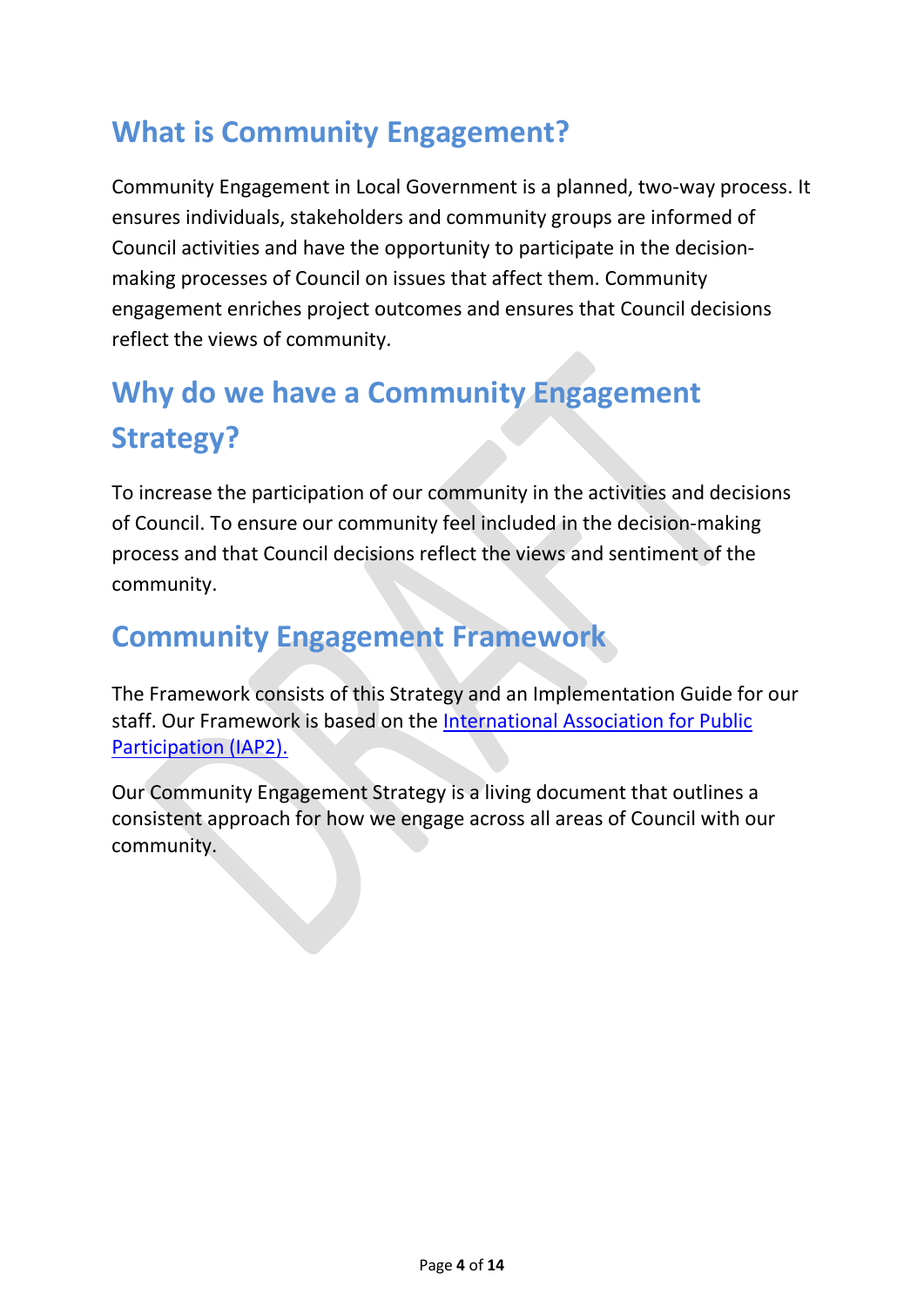## What is Community Engagement?

Community Engagement in Local Government is a planned, two-way process. It ensures individuals, stakeholders and community groups are informed of Council activities and have the opportunity to participate in the decision-making processes of Council on issues that affect them. Community engagement enriches project outcomes and ensures that Council decisions reflect the views of community.

## Why do we have a Community Engagement Strategy?

To increase the participation of our community in the activities and decisions of Council. To ensure our community feel included in the decision-making process and that Council decisions reflect the views and sentiment of the community.

## Community Engagement Framework

The Framework consists of this Strategy and an Implementation Guide for our staff. Our Framework is based on the International Association for Public Participation (IAP2).

Our Community Engagement Strategy is a living document that outlines a consistent approach for how we engage across all areas of Council with our community.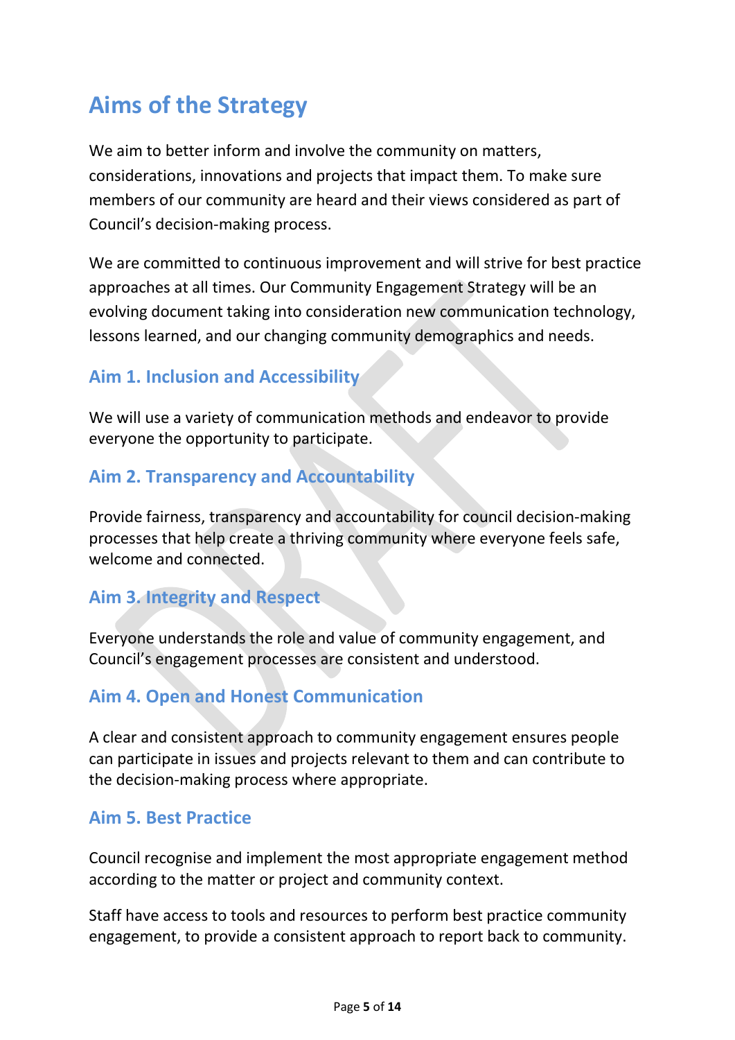# Aims of the Strategy

We aim to better inform and involve the community on matters, considerations, innovations and projects that impact them. To make sure members of our community are heard and their views considered as part of Council's decision-making process.

We are committed to continuous improvement and will strive for best practice approaches at all times. Our Community Engagement Strategy will be an evolving document taking into consideration new communication technology, lessons learned, and our changing community demographics and needs.

## Aim 1. Inclusion and Accessibility

We will use a variety of communication methods and endeavor to provide everyone the opportunity to participate.

## Aim 2. Transparency and Accountability

Provide fairness, transparency and accountability for council decision-making processes that help create a thriving community where everyone feels safe, welcome and connected.

## Aim 3. Integrity and Respect

Everyone understands the role and value of community engagement, and Council's engagement processes are consistent and understood.

## Aim 4. Open and Honest Communication

A clear and consistent approach to community engagement ensures people can participate in issues and projects relevant to them and can contribute to the decision-making process where appropriate.

## Aim 5. Best Practice

Council recognise and implement the most appropriate engagement method according to the matter or project and community context.

Staff have access to tools and resources to perform best practice community engagement, to provide a consistent approach to report back to community.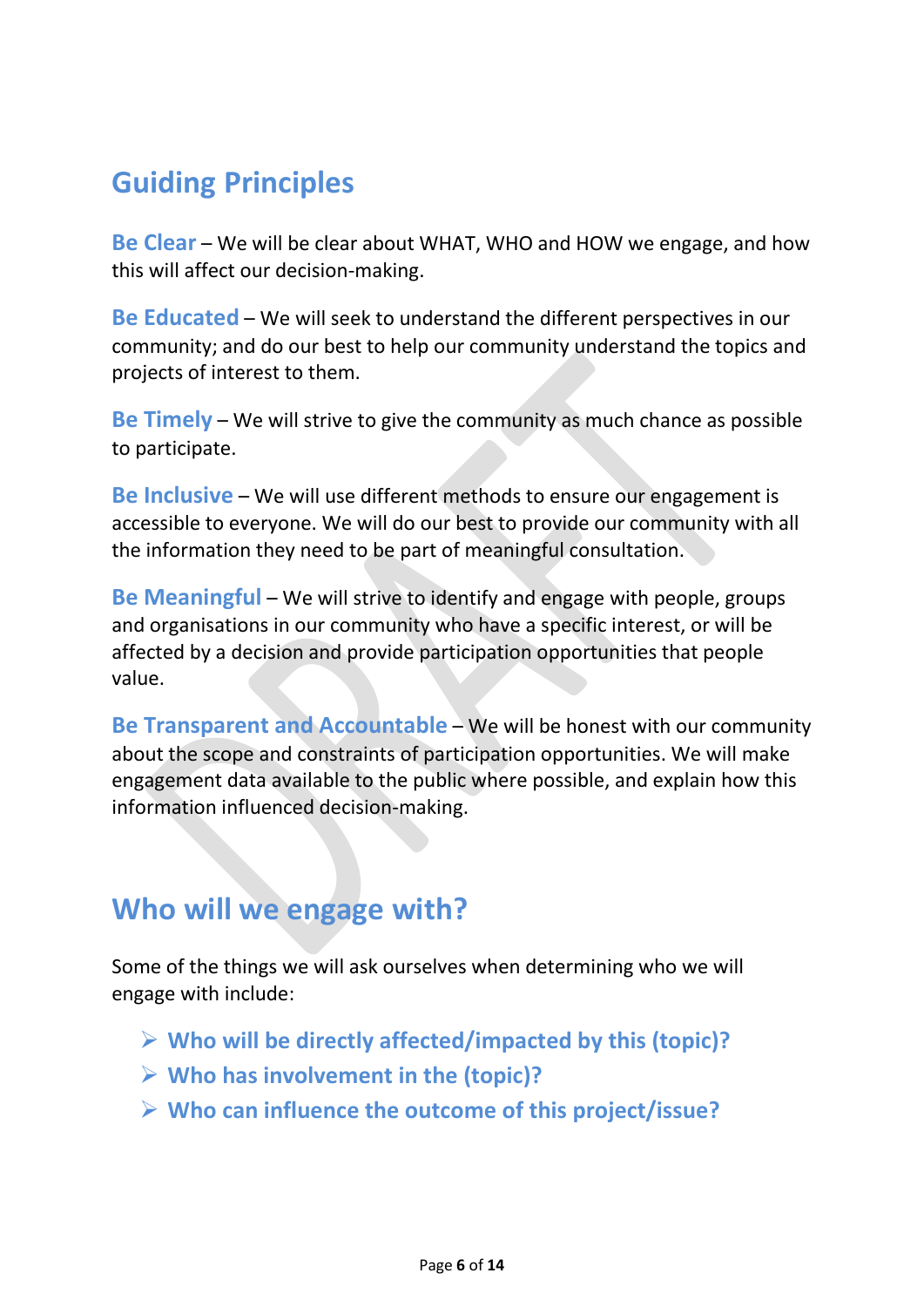## Guiding Principles

**Be Clear** – We will be clear about WHAT, WHO and HOW we engage, and how this will affect our decision-making.

**Be Educated** – We will seek to understand the different perspectives in our community; and do our best to help our community understand the topics and projects of interest to them.

**Be Timely** – We will strive to give the community as much chance as possible to participate.

**Be Inclusive** – We will use different methods to ensure our engagement is accessible to everyone. We will do our best to provide our community with all the information they need to be part of meaningful consultation.

**Be Meaningful** – We will strive to identify and engage with people, groups and organisations in our community who have a specific interest, or will be affected by a decision and provide participation opportunities that people value.

**Be Transparent and Accountable** – We will be honest with our community about the scope and constraints of participation opportunities. We will make engagement data available to the public where possible, and explain how this information influenced decision-making.

## Who will we engage with?

Some of the things we will ask ourselves when determining who we will engage with include:

- **Who will be directly affected/impacted by this (topic)?**
- **Who has involvement in the (topic)?**
- **Who can influence the outcome of this project/issue?**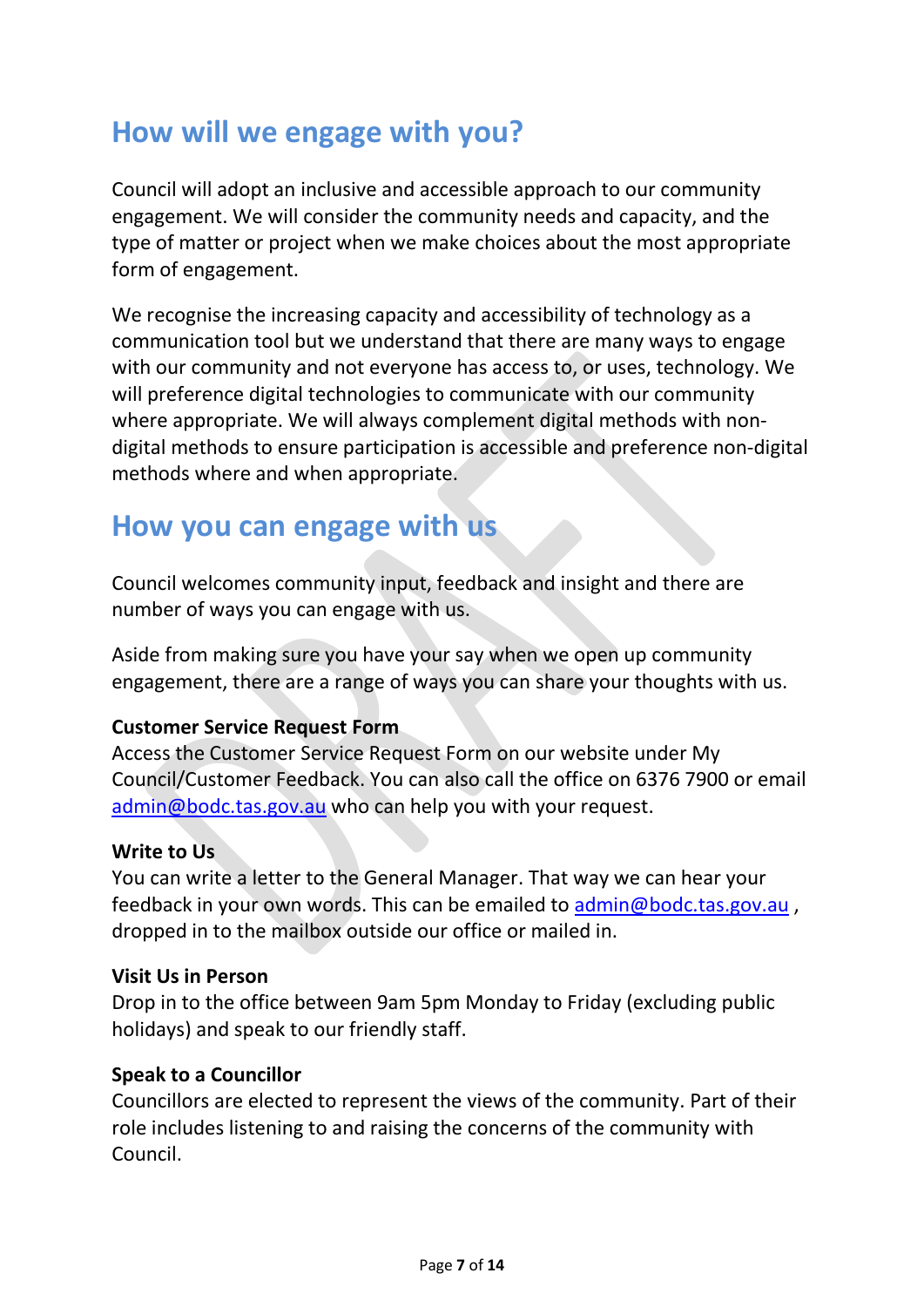## How will we engage with you?

Council will adopt an inclusive and accessible approach to our community engagement. We will consider the community needs and capacity, and the type of matter or project when we make choices about the most appropriate form of engagement.

We recognise the increasing capacity and accessibility of technology as a communication tool but we understand that there are many ways to engage with our community and not everyone has access to, or uses, technology. We will preference digital technologies to communicate with our community where appropriate. We will always complement digital methods with non-digital methods to ensure participation is accessible and preference non-digital methods where and when appropriate.

## How you can engage with us

Council welcomes community input, feedback and insight and there are number of ways you can engage with us.

Aside from making sure you have your say when we open up community engagement, there are a range of ways you can share your thoughts with us.

**Customer Service Request Form**
Access the Customer Service Request Form on our website under My Council/Customer Feedback. You can also call the office on 6376 7900 or email [admin@bodc.tas.gov.au](mailto:admin@bodc.tas.gov.au) who can help you with your request.

**Write to Us**
You can write a letter to the General Manager. That way we can hear your feedback in your own words. This can be emailed to [admin@bodc.tas.gov.au](mailto:admin@bodc.tas.gov.au) , dropped in to the mailbox outside our office or mailed in.

**Visit Us in Person**
Drop in to the office between 9am 5pm Monday to Friday (excluding public holidays) and speak to our friendly staff.

**Speak to a Councillor**
Councillors are elected to represent the views of the community. Part of their role includes listening to and raising the concerns of the community with Council.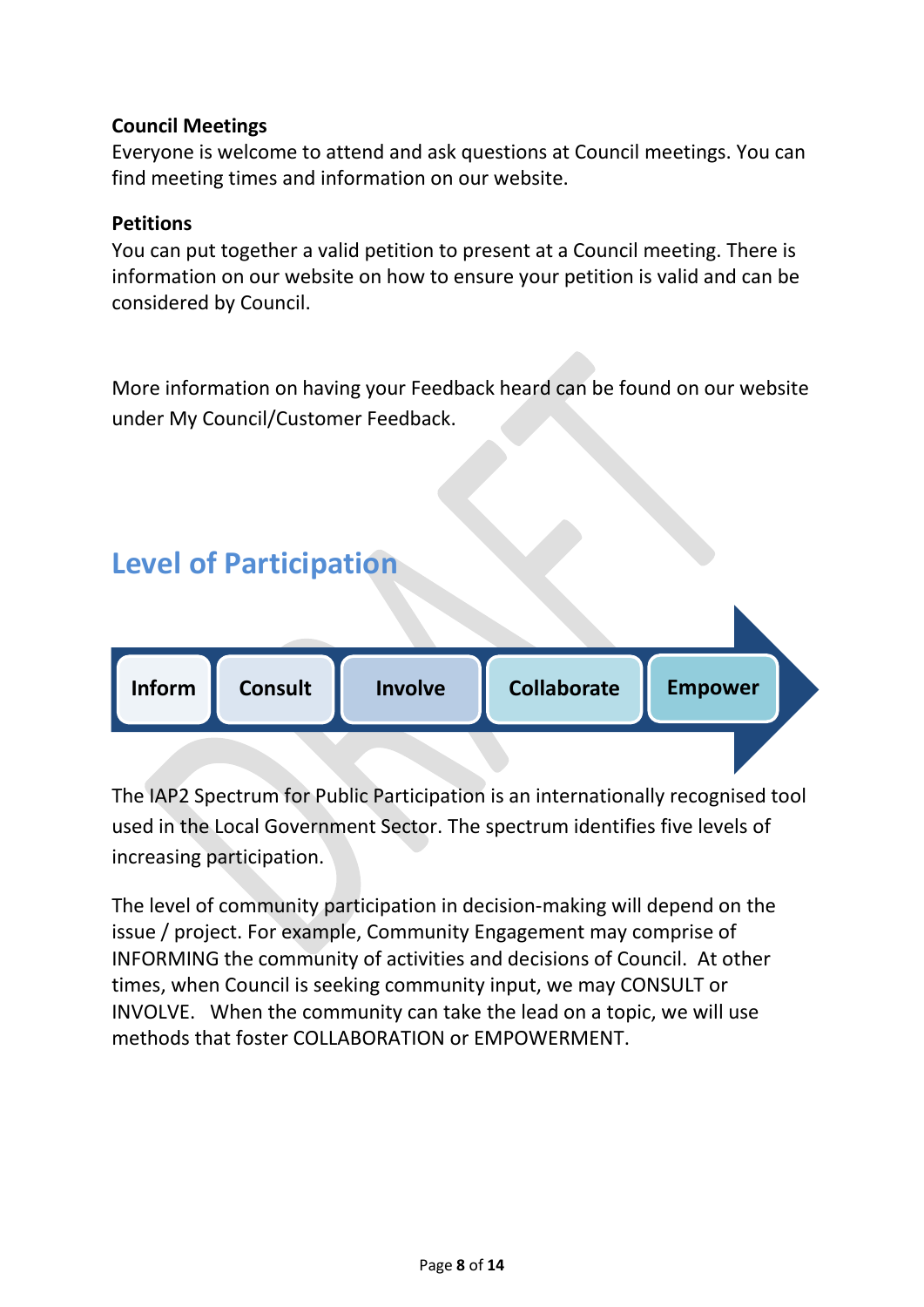**Council Meetings**
Everyone is welcome to attend and ask questions at Council meetings. You can find meeting times and information on our website.

**Petitions**
You can put together a valid petition to present at a Council meeting. There is information on our website on how to ensure your petition is valid and can be considered by Council.

More information on having your Feedback heard can be found on our website under My Council/Customer Feedback.

## Level of Participation

**Inform** → **Consult** → **Involve** → **Collaborate** → **Empower**

The IAP2 Spectrum for Public Participation is an internationally recognised tool used in the Local Government Sector. The spectrum identifies five levels of increasing participation.

The level of community participation in decision-making will depend on the issue / project. For example, Community Engagement may comprise of INFORMING the community of activities and decisions of Council. At other times, when Council is seeking community input, we may CONSULT or INVOLVE. When the community can take the lead on a topic, we will use methods that foster COLLABORATION or EMPOWERMENT.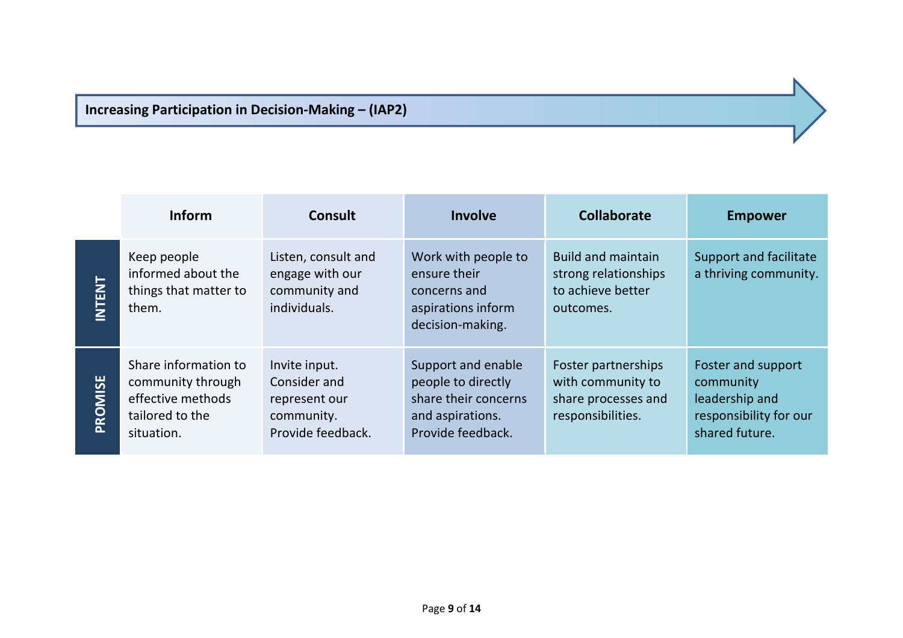**Increasing Participation in Decision-Making – (IAP2)**

| | Inform | Consult | Involve | Collaborate | Empower |
|---|---|---|---|---|---|
| **INTENT** | Keep people informed about the things that matter to them. | Listen, consult and engage with our community and individuals. | Work with people to ensure their concerns and aspirations inform decision-making. | Build and maintain strong relationships to achieve better outcomes. | Support and facilitate a thriving community. |
| **PROMISE** | Share information to community through effective methods tailored to the situation. | Invite input. Consider and represent our community. Provide feedback. | Support and enable people to directly share their concerns and aspirations. Provide feedback. | Foster partnerships with community to share processes and responsibilities. | Foster and support community leadership and responsibility for our shared future. |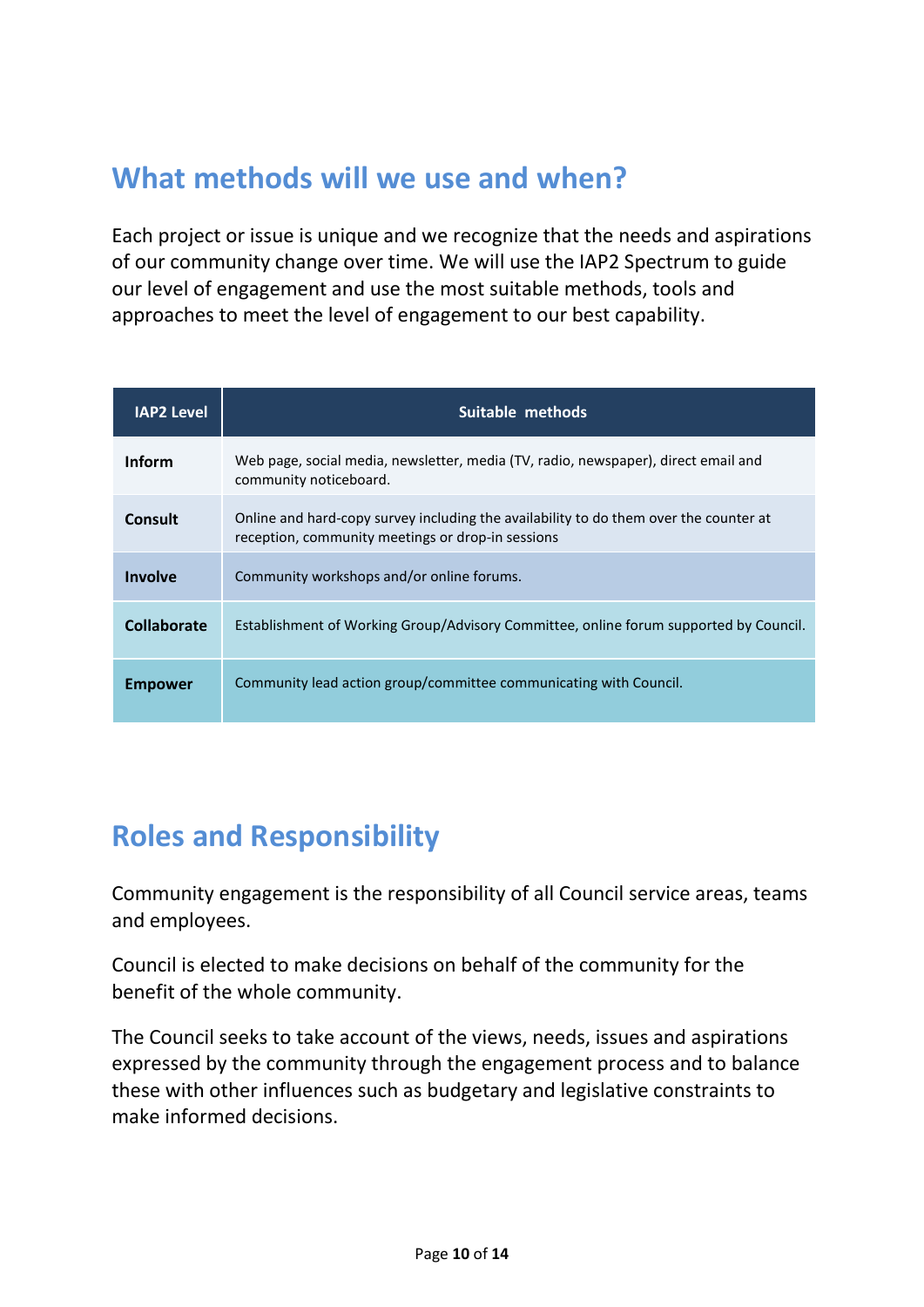## What methods will we use and when?

Each project or issue is unique and we recognize that the needs and aspirations of our community change over time. We will use the IAP2 Spectrum to guide our level of engagement and use the most suitable methods, tools and approaches to meet the level of engagement to our best capability.

| IAP2 Level | Suitable methods |
|---|---|
| **Inform** | Web page, social media, newsletter, media (TV, radio, newspaper), direct email and community noticeboard. |
| **Consult** | Online and hard-copy survey including the availability to do them over the counter at reception, community meetings or drop-in sessions |
| **Involve** | Community workshops and/or online forums. |
| **Collaborate** | Establishment of Working Group/Advisory Committee, online forum supported by Council. |
| **Empower** | Community lead action group/committee communicating with Council. |

## Roles and Responsibility

Community engagement is the responsibility of all Council service areas, teams and employees.

Council is elected to make decisions on behalf of the community for the benefit of the whole community.

The Council seeks to take account of the views, needs, issues and aspirations expressed by the community through the engagement process and to balance these with other influences such as budgetary and legislative constraints to make informed decisions.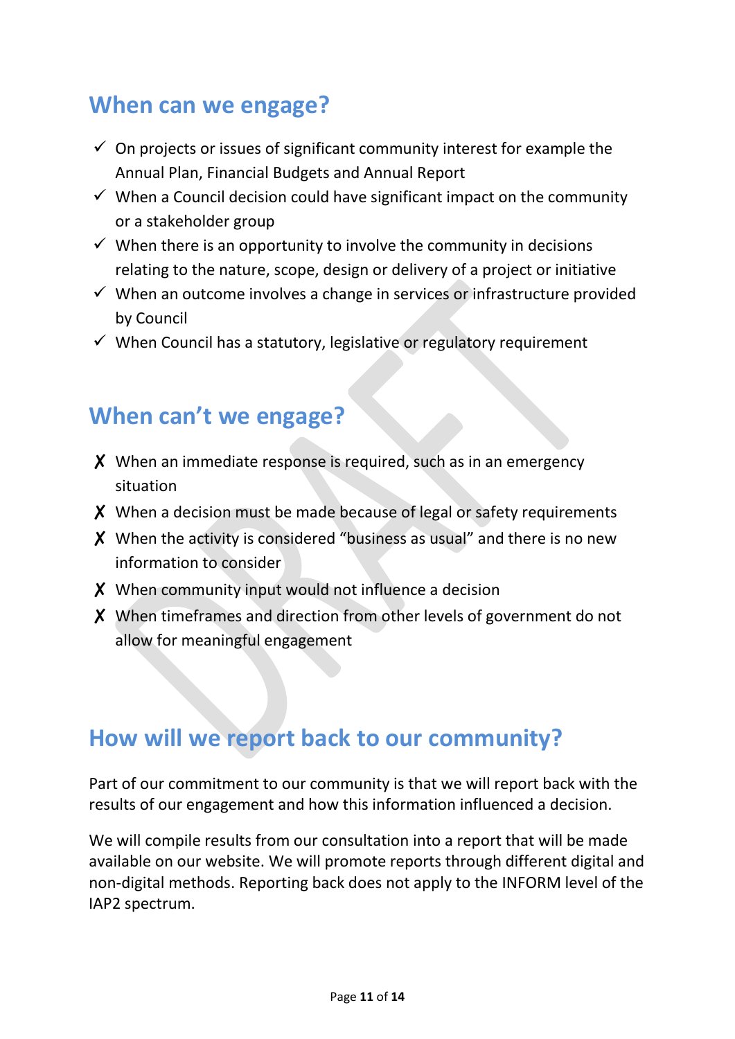## When can we engage?

- ✓ On projects or issues of significant community interest for example the Annual Plan, Financial Budgets and Annual Report
- ✓ When a Council decision could have significant impact on the community or a stakeholder group
- ✓ When there is an opportunity to involve the community in decisions relating to the nature, scope, design or delivery of a project or initiative
- ✓ When an outcome involves a change in services or infrastructure provided by Council
- ✓ When Council has a statutory, legislative or regulatory requirement

## When can't we engage?

- ✗ When an immediate response is required, such as in an emergency situation
- ✗ When a decision must be made because of legal or safety requirements
- ✗ When the activity is considered "business as usual" and there is no new information to consider
- ✗ When community input would not influence a decision
- ✗ When timeframes and direction from other levels of government do not allow for meaningful engagement

## How will we report back to our community?

Part of our commitment to our community is that we will report back with the results of our engagement and how this information influenced a decision.

We will compile results from our consultation into a report that will be made available on our website. We will promote reports through different digital and non-digital methods. Reporting back does not apply to the INFORM level of the IAP2 spectrum.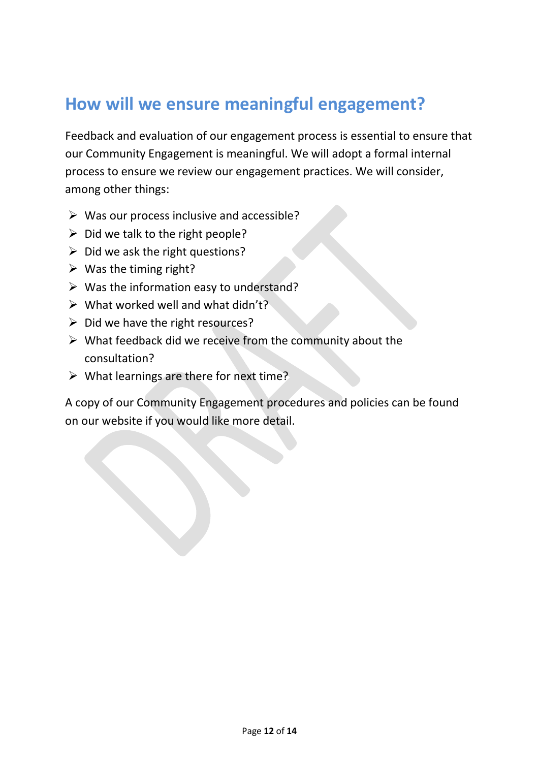## How will we ensure meaningful engagement?

Feedback and evaluation of our engagement process is essential to ensure that our Community Engagement is meaningful. We will adopt a formal internal process to ensure we review our engagement practices. We will consider, among other things:

- Was our process inclusive and accessible?
- Did we talk to the right people?
- Did we ask the right questions?
- Was the timing right?
- Was the information easy to understand?
- What worked well and what didn't?
- Did we have the right resources?
- What feedback did we receive from the community about the consultation?
- What learnings are there for next time?

A copy of our Community Engagement procedures and policies can be found on our website if you would like more detail.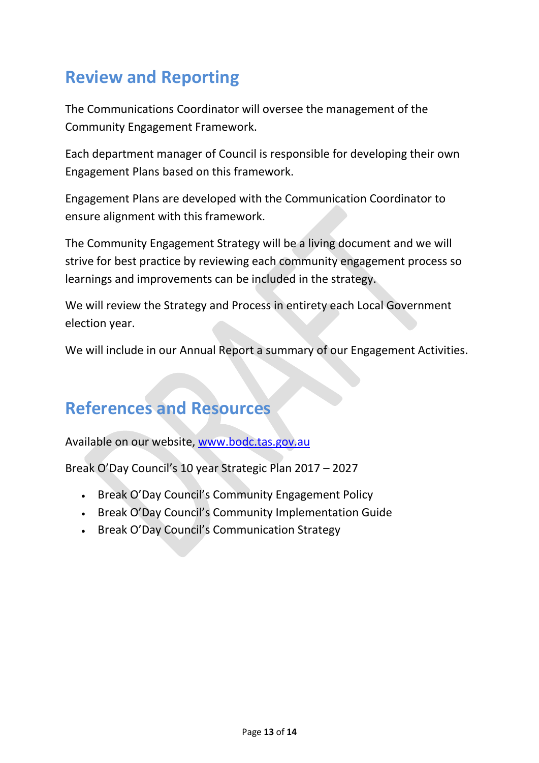## Review and Reporting

The Communications Coordinator will oversee the management of the Community Engagement Framework.

Each department manager of Council is responsible for developing their own Engagement Plans based on this framework.

Engagement Plans are developed with the Communication Coordinator to ensure alignment with this framework.

The Community Engagement Strategy will be a living document and we will strive for best practice by reviewing each community engagement process so learnings and improvements can be included in the strategy.

We will review the Strategy and Process in entirety each Local Government election year.

We will include in our Annual Report a summary of our Engagement Activities.

## References and Resources

Available on our website, [www.bodc.tas.gov.au](www.bodc.tas.gov.au)

Break O'Day Council's 10 year Strategic Plan 2017 – 2027

- Break O'Day Council's Community Engagement Policy
- Break O'Day Council's Community Implementation Guide
- Break O'Day Council's Communication Strategy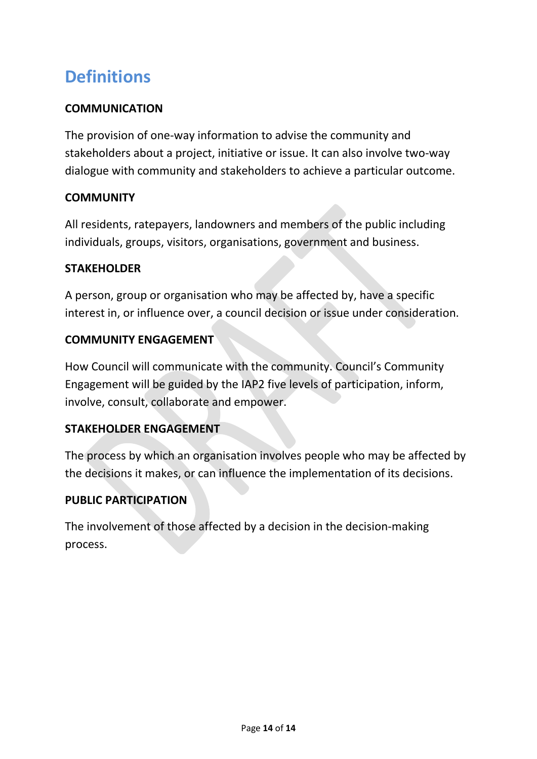# Definitions

**COMMUNICATION**

The provision of one-way information to advise the community and stakeholders about a project, initiative or issue. It can also involve two-way dialogue with community and stakeholders to achieve a particular outcome.

**COMMUNITY**

All residents, ratepayers, landowners and members of the public including individuals, groups, visitors, organisations, government and business.

**STAKEHOLDER**

A person, group or organisation who may be affected by, have a specific interest in, or influence over, a council decision or issue under consideration.

**COMMUNITY ENGAGEMENT**

How Council will communicate with the community. Council's Community Engagement will be guided by the IAP2 five levels of participation, inform, involve, consult, collaborate and empower.

**STAKEHOLDER ENGAGEMENT**

The process by which an organisation involves people who may be affected by the decisions it makes, or can influence the implementation of its decisions.

**PUBLIC PARTICIPATION**

The involvement of those affected by a decision in the decision-making process.